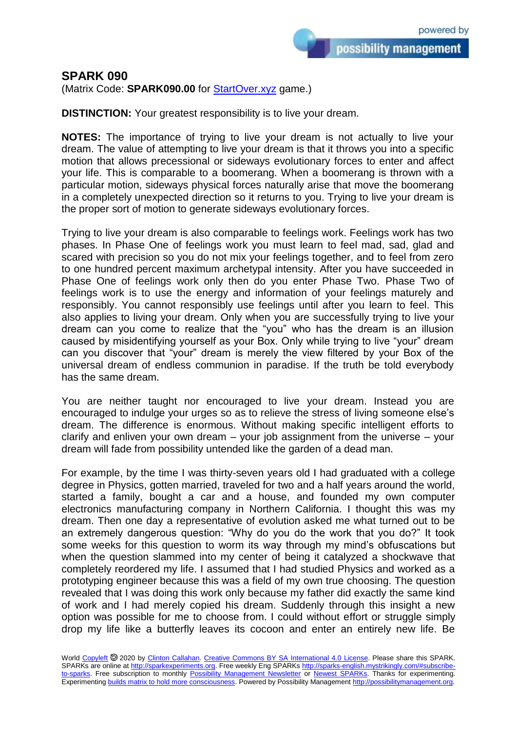# SPARK 090

(Matrix Code: **SPARK090.00** for StartOver.xyz game.)

**DISTINCTION:** Your greatest responsibility is to live your dream.

**NOTES:** The importance of trying to live your dream is not actually to live your dream. The value of attempting to live your dream is that it throws you into a specific motion that allows precessional or sideways evolutionary forces to enter and affect your life. This is comparable to a boomerang. When a boomerang is thrown with a particular motion, sideways physical forces naturally arise that move the boomerang in a completely unexpected direction so it returns to you. Trying to live your dream is the proper sort of motion to generate sideways evolutionary forces.

Trying to live your dream is also comparable to feelings work. Feelings work has two phases. In Phase One of feelings work you must learn to feel mad, sad, glad and scared with precision so you do not mix your feelings together, and to feel from zero to one hundred percent maximum archetypal intensity. After you have succeeded in Phase One of feelings work only then do you enter Phase Two. Phase Two of feelings work is to use the energy and information of your feelings maturely and responsibly. You cannot responsibly use feelings until after you learn to feel. This also applies to living your dream. Only when you are successfully trying to live your dream can you come to realize that the "you" who has the dream is an illusion caused by misidentifying yourself as your Box. Only while trying to live "your" dream can you discover that "your" dream is merely the view filtered by your Box of the universal dream of endless communion in paradise. If the truth be told everybody has the same dream.

You are neither taught nor encouraged to live your dream. Instead you are encouraged to indulge your urges so as to relieve the stress of living someone else's dream. The difference is enormous. Without making specific intelligent efforts to clarify and enliven your own dream – your job assignment from the universe – your dream will fade from possibility untended like the garden of a dead man.

For example, by the time I was thirty-seven years old I had graduated with a college degree in Physics, gotten married, traveled for two and a half years around the world, started a family, bought a car and a house, and founded my own computer electronics manufacturing company in Northern California. I thought this was my dream. Then one day a representative of evolution asked me what turned out to be an extremely dangerous question: "Why do you do the work that you do?" It took some weeks for this question to worm its way through my mind's obfuscations but when the question slammed into my center of being it catalyzed a shockwave that completely reordered my life. I assumed that I had studied Physics and worked as a prototyping engineer because this was a field of my own true choosing. The question revealed that I was doing this work only because my father did exactly the same kind of work and I had merely copied his dream. Suddenly through this insight a new option was possible for me to choose from. I could without effort or struggle simply drop my life like a butterfly leaves its cocoon and enter an entirely new life. Be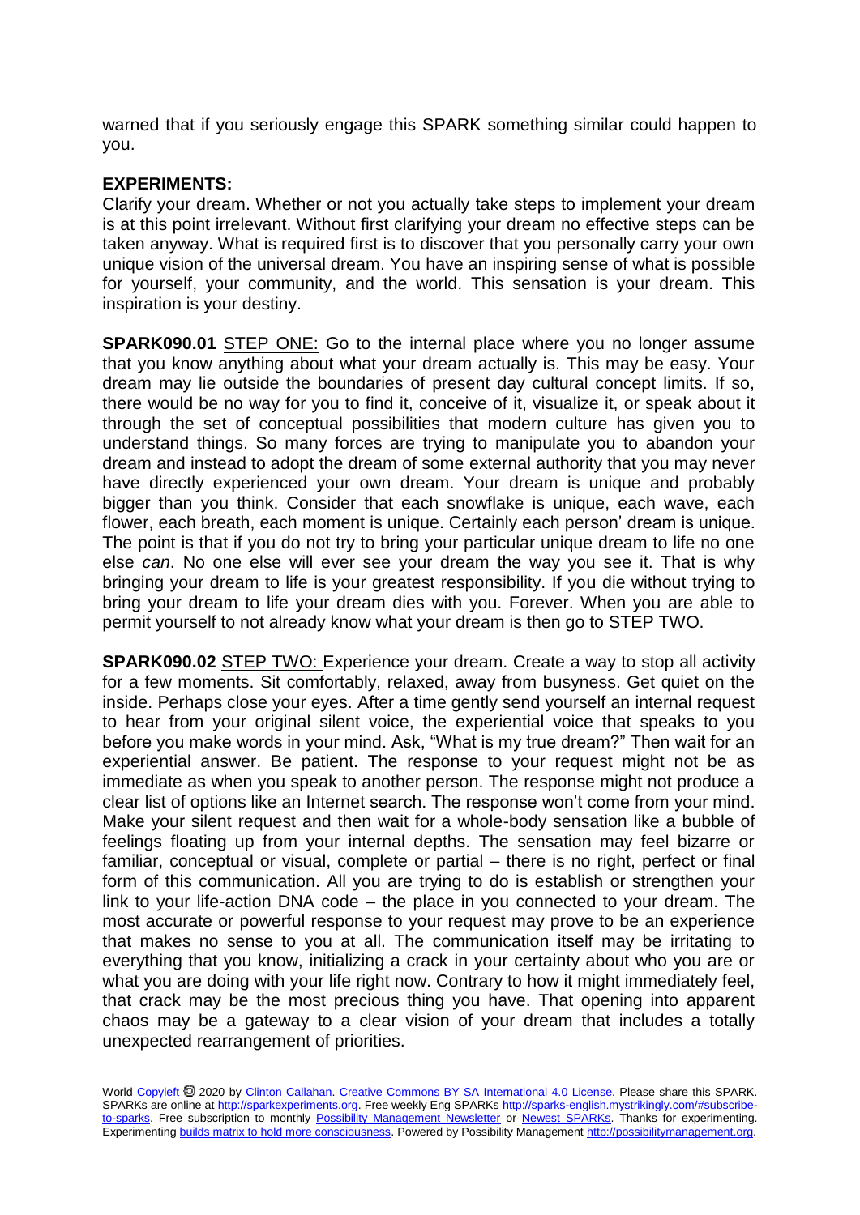warned that if you seriously engage this SPARK something similar could happen to you.

**EXPERIMENTS:**

Clarify your dream. Whether or not you actually take steps to implement your dream is at this point irrelevant. Without first clarifying your dream no effective steps can be taken anyway. What is required first is to discover that you personally carry your own unique vision of the universal dream. You have an inspiring sense of what is possible for yourself, your community, and the world. This sensation is your dream. This inspiration is your destiny.

**SPARK090.01** STEP ONE: Go to the internal place where you no longer assume that you know anything about what your dream actually is. This may be easy. Your dream may lie outside the boundaries of present day cultural concept limits. If so, there would be no way for you to find it, conceive of it, visualize it, or speak about it through the set of conceptual possibilities that modern culture has given you to understand things. So many forces are trying to manipulate you to abandon your dream and instead to adopt the dream of some external authority that you may never have directly experienced your own dream. Your dream is unique and probably bigger than you think. Consider that each snowflake is unique, each wave, each flower, each breath, each moment is unique. Certainly each person' dream is unique. The point is that if you do not try to bring your particular unique dream to life no one else *can*. No one else will ever see your dream the way you see it. That is why bringing your dream to life is your greatest responsibility. If you die without trying to bring your dream to life your dream dies with you. Forever. When you are able to permit yourself to not already know what your dream is then go to STEP TWO.

**SPARK090.02** STEP TWO: Experience your dream. Create a way to stop all activity for a few moments. Sit comfortably, relaxed, away from busyness. Get quiet on the inside. Perhaps close your eyes. After a time gently send yourself an internal request to hear from your original silent voice, the experiential voice that speaks to you before you make words in your mind. Ask, "What is my true dream?" Then wait for an experiential answer. Be patient. The response to your request might not be as immediate as when you speak to another person. The response might not produce a clear list of options like an Internet search. The response won't come from your mind. Make your silent request and then wait for a whole-body sensation like a bubble of feelings floating up from your internal depths. The sensation may feel bizarre or familiar, conceptual or visual, complete or partial – there is no right, perfect or final form of this communication. All you are trying to do is establish or strengthen your link to your life-action DNA code – the place in you connected to your dream. The most accurate or powerful response to your request may prove to be an experience that makes no sense to you at all. The communication itself may be irritating to everything that you know, initializing a crack in your certainty about who you are or what you are doing with your life right now. Contrary to how it might immediately feel, that crack may be the most precious thing you have. That opening into apparent chaos may be a gateway to a clear vision of your dream that includes a totally unexpected rearrangement of priorities.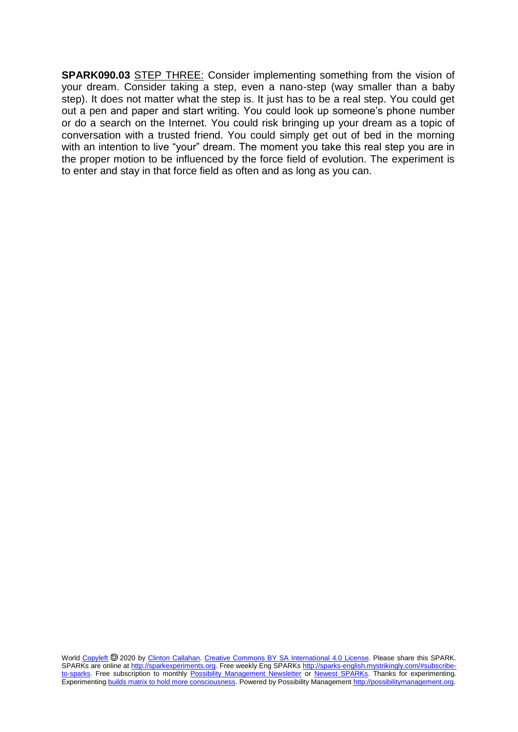**SPARK090.03** STEP THREE: Consider implementing something from the vision of your dream. Consider taking a step, even a nano-step (way smaller than a baby step). It does not matter what the step is. It just has to be a real step. You could get out a pen and paper and start writing. You could look up someone's phone number or do a search on the Internet. You could risk bringing up your dream as a topic of conversation with a trusted friend. You could simply get out of bed in the morning with an intention to live "your" dream. The moment you take this real step you are in the proper motion to be influenced by the force field of evolution. The experiment is to enter and stay in that force field as often and as long as you can.

World Copyleft 🄯 2020 by Clinton Callahan. Creative Commons BY SA International 4.0 License. Please share this SPARK. SPARKs are online at http://sparkexperiments.org. Free weekly Eng SPARKs http://sparks-english.mystrikingly.com/#subscribe-to-sparks. Free subscription to monthly Possibility Management Newsletter or Newest SPARKs. Thanks for experimenting. Experimenting builds matrix to hold more consciousness. Powered by Possibility Management http://possibilitymanagement.org.